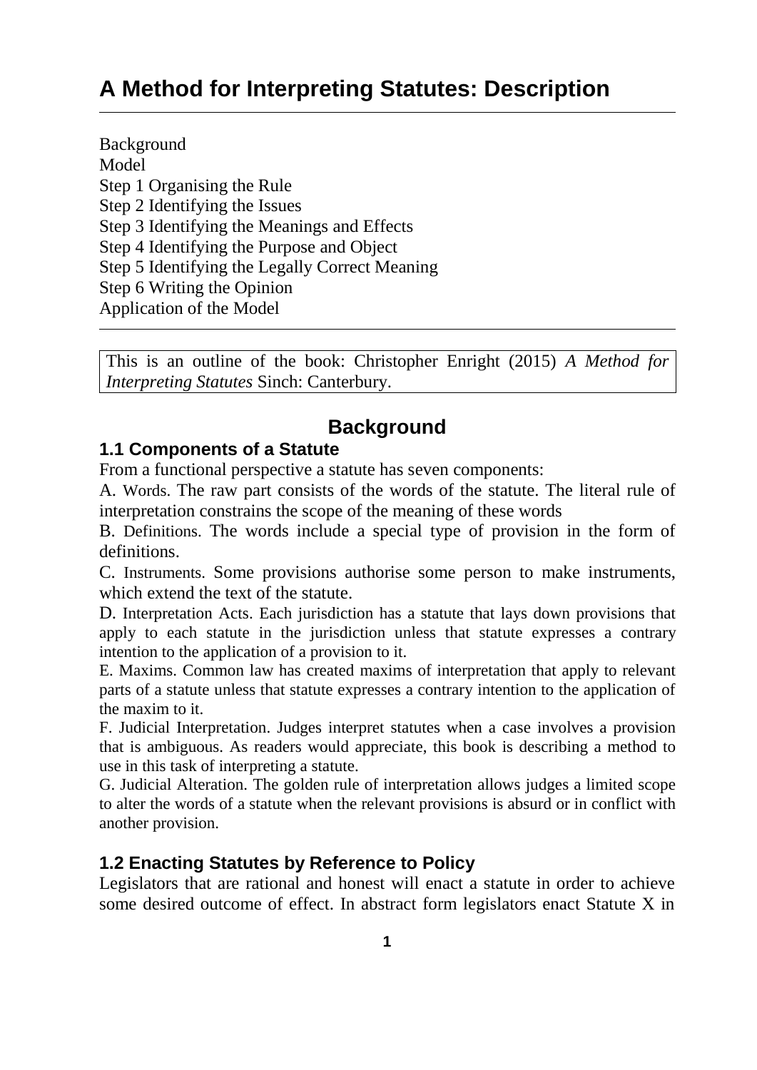# A Method for Interpreting Statutes: Description

Background
Model
Step 1 Organising the Rule
Step 2 Identifying the Issues
Step 3 Identifying the Meanings and Effects
Step 4 Identifying the Purpose and Object
Step 5 Identifying the Legally Correct Meaning
Step 6 Writing the Opinion
Application of the Model

---

This is an outline of the book: Christopher Enright (2015) *A Method for Interpreting Statutes* Sinch: Canterbury.

## Background

### 1.1 Components of a Statute

From a functional perspective a statute has seven components:

A. Words. The raw part consists of the words of the statute. The literal rule of interpretation constrains the scope of the meaning of these words

B. Definitions. The words include a special type of provision in the form of definitions.

C. Instruments. Some provisions authorise some person to make instruments, which extend the text of the statute.

D. Interpretation Acts. Each jurisdiction has a statute that lays down provisions that apply to each statute in the jurisdiction unless that statute expresses a contrary intention to the application of a provision to it.

E. Maxims. Common law has created maxims of interpretation that apply to relevant parts of a statute unless that statute expresses a contrary intention to the application of the maxim to it.

F. Judicial Interpretation. Judges interpret statutes when a case involves a provision that is ambiguous. As readers would appreciate, this book is describing a method to use in this task of interpreting a statute.

G. Judicial Alteration. The golden rule of interpretation allows judges a limited scope to alter the words of a statute when the relevant provisions is absurd or in conflict with another provision.

### 1.2 Enacting Statutes by Reference to Policy

Legislators that are rational and honest will enact a statute in order to achieve some desired outcome of effect. In abstract form legislators enact Statute X in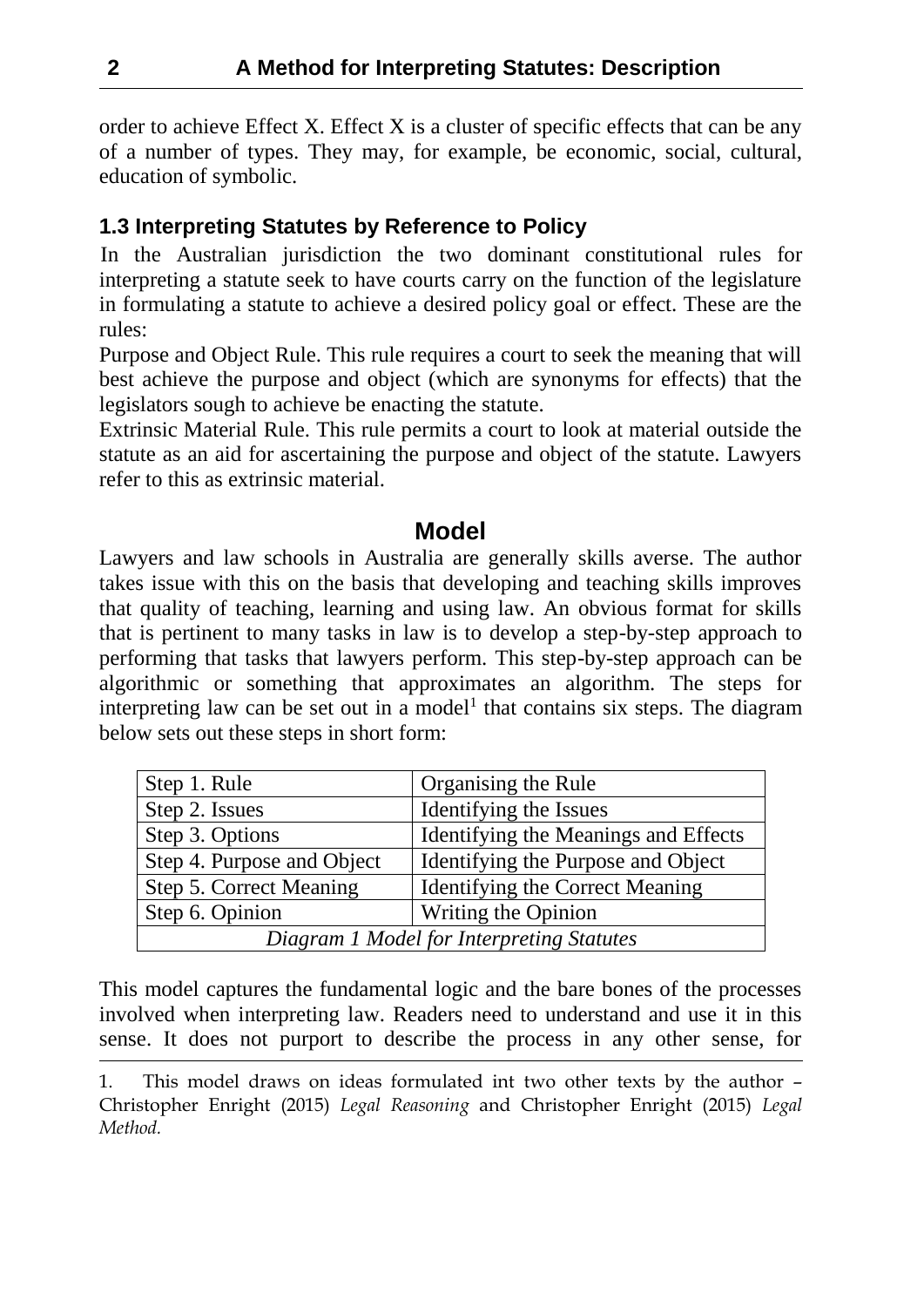order to achieve Effect X. Effect X is a cluster of specific effects that can be any of a number of types. They may, for example, be economic, social, cultural, education of symbolic.

### 1.3 Interpreting Statutes by Reference to Policy

In the Australian jurisdiction the two dominant constitutional rules for interpreting a statute seek to have courts carry on the function of the legislature in formulating a statute to achieve a desired policy goal or effect. These are the rules:

Purpose and Object Rule. This rule requires a court to seek the meaning that will best achieve the purpose and object (which are synonyms for effects) that the legislators sough to achieve be enacting the statute.

Extrinsic Material Rule. This rule permits a court to look at material outside the statute as an aid for ascertaining the purpose and object of the statute. Lawyers refer to this as extrinsic material.

## Model

Lawyers and law schools in Australia are generally skills averse. The author takes issue with this on the basis that developing and teaching skills improves that quality of teaching, learning and using law. An obvious format for skills that is pertinent to many tasks in law is to develop a step-by-step approach to performing that tasks that lawyers perform. This step-by-step approach can be algorithmic or something that approximates an algorithm. The steps for interpreting law can be set out in a model[1] that contains six steps. The diagram below sets out these steps in short form:

| Step 1. Rule | Organising the Rule |
|---|---|
| Step 2. Issues | Identifying the Issues |
| Step 3. Options | Identifying the Meanings and Effects |
| Step 4. Purpose and Object | Identifying the Purpose and Object |
| Step 5. Correct Meaning | Identifying the Correct Meaning |
| Step 6. Opinion | Writing the Opinion |

*Diagram 1 Model for Interpreting Statutes*

This model captures the fundamental logic and the bare bones of the processes involved when interpreting law. Readers need to understand and use it in this sense. It does not purport to describe the process in any other sense, for

---

1. This model draws on ideas formulated int two other texts by the author – Christopher Enright (2015) *Legal Reasoning* and Christopher Enright (2015) *Legal Method.*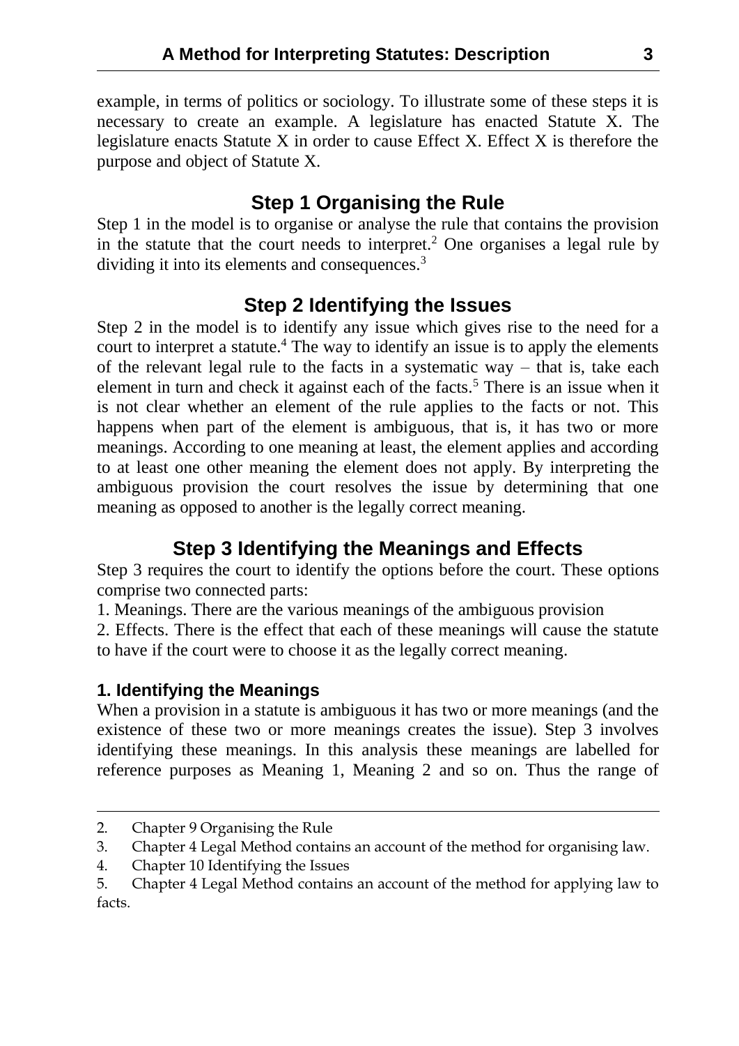example, in terms of politics or sociology. To illustrate some of these steps it is necessary to create an example. A legislature has enacted Statute X. The legislature enacts Statute X in order to cause Effect X. Effect X is therefore the purpose and object of Statute X.

## Step 1 Organising the Rule

Step 1 in the model is to organise or analyse the rule that contains the provision in the statute that the court needs to interpret.[2] One organises a legal rule by dividing it into its elements and consequences.[3]

## Step 2 Identifying the Issues

Step 2 in the model is to identify any issue which gives rise to the need for a court to interpret a statute.[4] The way to identify an issue is to apply the elements of the relevant legal rule to the facts in a systematic way – that is, take each element in turn and check it against each of the facts.[5] There is an issue when it is not clear whether an element of the rule applies to the facts or not. This happens when part of the element is ambiguous, that is, it has two or more meanings. According to one meaning at least, the element applies and according to at least one other meaning the element does not apply. By interpreting the ambiguous provision the court resolves the issue by determining that one meaning as opposed to another is the legally correct meaning.

## Step 3 Identifying the Meanings and Effects

Step 3 requires the court to identify the options before the court. These options comprise two connected parts:

1. Meanings. There are the various meanings of the ambiguous provision
2. Effects. There is the effect that each of these meanings will cause the statute to have if the court were to choose it as the legally correct meaning.

### 1. Identifying the Meanings

When a provision in a statute is ambiguous it has two or more meanings (and the existence of these two or more meanings creates the issue). Step 3 involves identifying these meanings. In this analysis these meanings are labelled for reference purposes as Meaning 1, Meaning 2 and so on. Thus the range of

---

2. Chapter 9 Organising the Rule
3. Chapter 4 Legal Method contains an account of the method for organising law.
4. Chapter 10 Identifying the Issues
5. Chapter 4 Legal Method contains an account of the method for applying law to facts.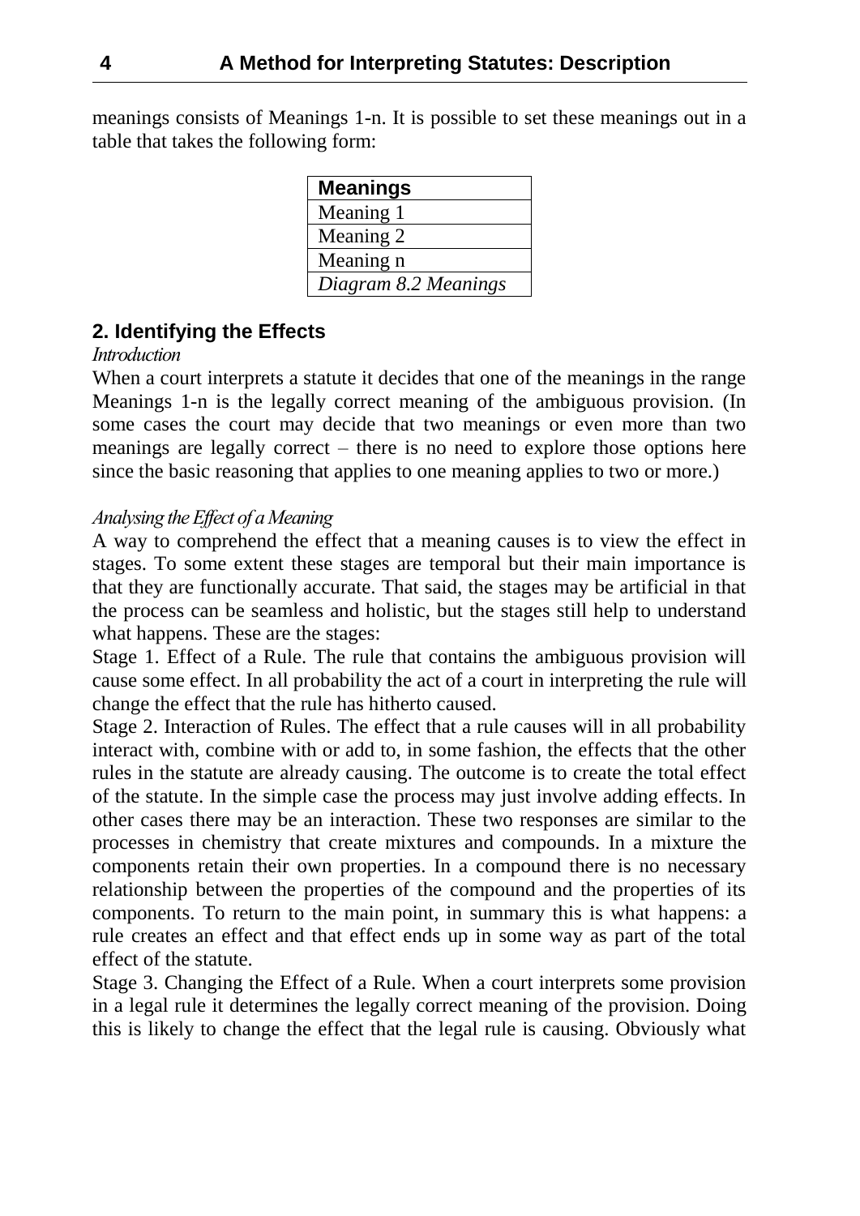meanings consists of Meanings 1-n. It is possible to set these meanings out in a table that takes the following form:

| **Meanings** |
|---|
| Meaning 1 |
| Meaning 2 |
| Meaning n |

*Diagram 8.2 Meanings*

## 2. Identifying the Effects

*Introduction*

When a court interprets a statute it decides that one of the meanings in the range Meanings 1-n is the legally correct meaning of the ambiguous provision. (In some cases the court may decide that two meanings or even more than two meanings are legally correct – there is no need to explore those options here since the basic reasoning that applies to one meaning applies to two or more.)

*Analysing the Effect of a Meaning*

A way to comprehend the effect that a meaning causes is to view the effect in stages. To some extent these stages are temporal but their main importance is that they are functionally accurate. That said, the stages may be artificial in that the process can be seamless and holistic, but the stages still help to understand what happens. These are the stages:

Stage 1. Effect of a Rule. The rule that contains the ambiguous provision will cause some effect. In all probability the act of a court in interpreting the rule will change the effect that the rule has hitherto caused.

Stage 2. Interaction of Rules. The effect that a rule causes will in all probability interact with, combine with or add to, in some fashion, the effects that the other rules in the statute are already causing. The outcome is to create the total effect of the statute. In the simple case the process may just involve adding effects. In other cases there may be an interaction. These two responses are similar to the processes in chemistry that create mixtures and compounds. In a mixture the components retain their own properties. In a compound there is no necessary relationship between the properties of the compound and the properties of its components. To return to the main point, in summary this is what happens: a rule creates an effect and that effect ends up in some way as part of the total effect of the statute.

Stage 3. Changing the Effect of a Rule. When a court interprets some provision in a legal rule it determines the legally correct meaning of the provision. Doing this is likely to change the effect that the legal rule is causing. Obviously what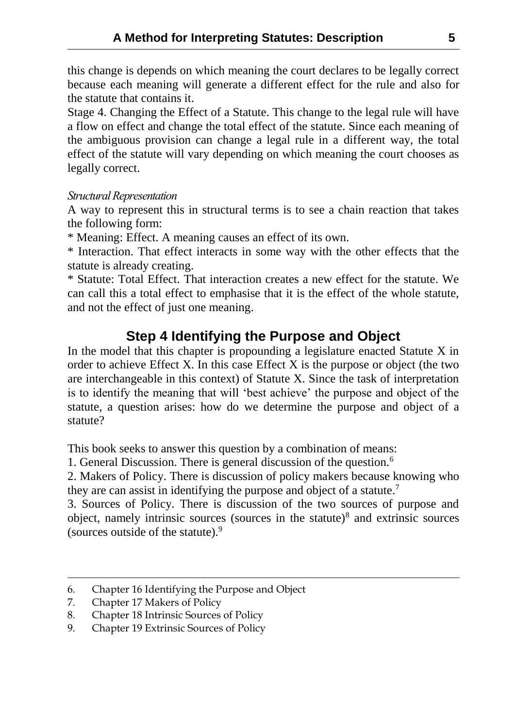this change is depends on which meaning the court declares to be legally correct because each meaning will generate a different effect for the rule and also for the statute that contains it.

Stage 4. Changing the Effect of a Statute. This change to the legal rule will have a flow on effect and change the total effect of the statute. Since each meaning of the ambiguous provision can change a legal rule in a different way, the total effect of the statute will vary depending on which meaning the court chooses as legally correct.

*Structural Representation*

A way to represent this in structural terms is to see a chain reaction that takes the following form:

* Meaning: Effect. A meaning causes an effect of its own.
* Interaction. That effect interacts in some way with the other effects that the statute is already creating.
* Statute: Total Effect. That interaction creates a new effect for the statute. We can call this a total effect to emphasise that it is the effect of the whole statute, and not the effect of just one meaning.

## Step 4 Identifying the Purpose and Object

In the model that this chapter is propounding a legislature enacted Statute X in order to achieve Effect X. In this case Effect X is the purpose or object (the two are interchangeable in this context) of Statute X. Since the task of interpretation is to identify the meaning that will 'best achieve' the purpose and object of the statute, a question arises: how do we determine the purpose and object of a statute?

This book seeks to answer this question by a combination of means:

1. General Discussion. There is general discussion of the question.[6]
2. Makers of Policy. There is discussion of policy makers because knowing who they are can assist in identifying the purpose and object of a statute.[7]
3. Sources of Policy. There is discussion of the two sources of purpose and object, namely intrinsic sources (sources in the statute)[8] and extrinsic sources (sources outside of the statute).[9]

---

6. Chapter 16 Identifying the Purpose and Object
7. Chapter 17 Makers of Policy
8. Chapter 18 Intrinsic Sources of Policy
9. Chapter 19 Extrinsic Sources of Policy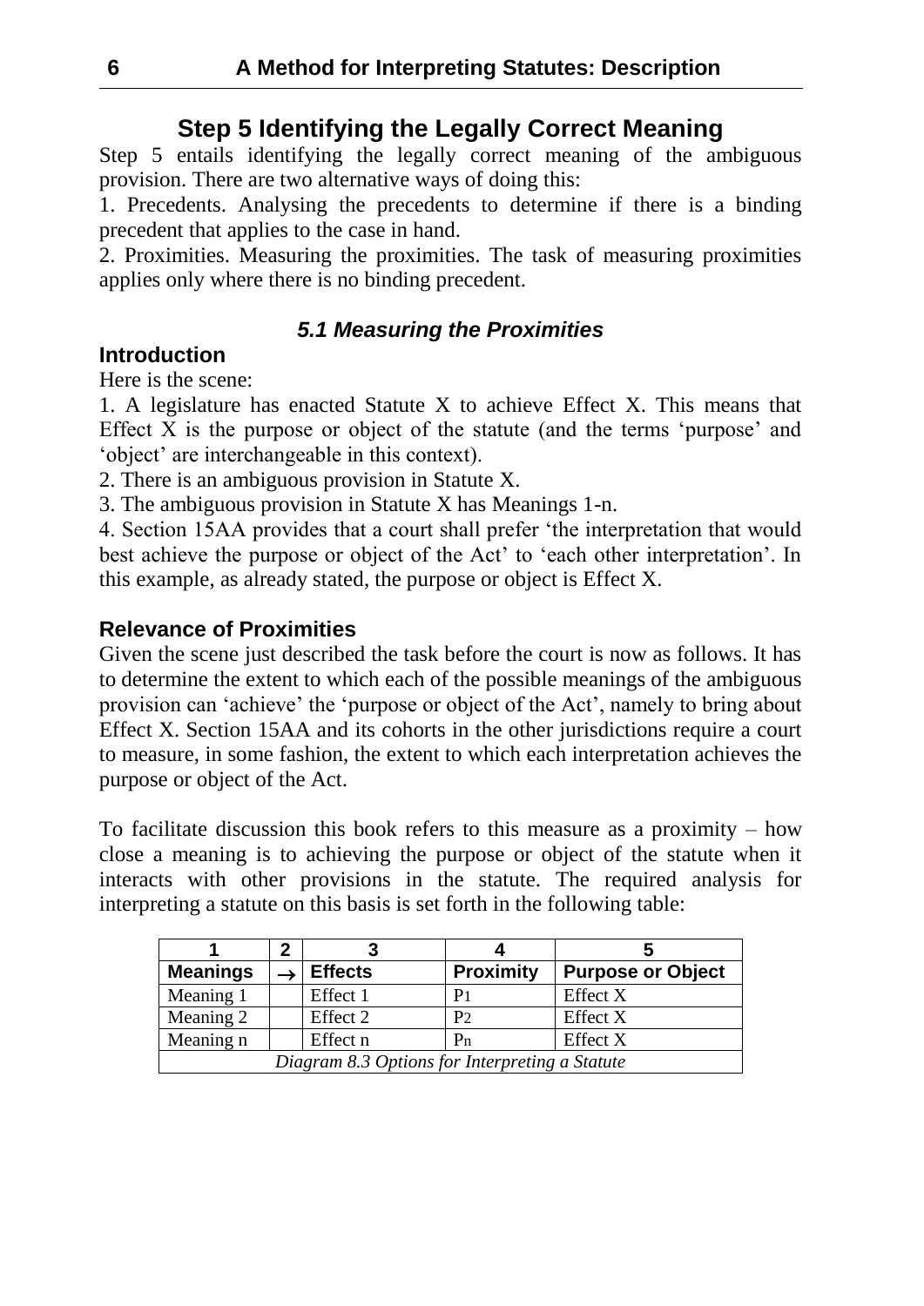## Step 5 Identifying the Legally Correct Meaning

Step 5 entails identifying the legally correct meaning of the ambiguous provision. There are two alternative ways of doing this:

1. Precedents. Analysing the precedents to determine if there is a binding precedent that applies to the case in hand.
2. Proximities. Measuring the proximities. The task of measuring proximities applies only where there is no binding precedent.

### *5.1 Measuring the Proximities*

#### Introduction

Here is the scene:

1. A legislature has enacted Statute X to achieve Effect X. This means that Effect X is the purpose or object of the statute (and the terms 'purpose' and 'object' are interchangeable in this context).
2. There is an ambiguous provision in Statute X.
3. The ambiguous provision in Statute X has Meanings 1-n.
4. Section 15AA provides that a court shall prefer 'the interpretation that would best achieve the purpose or object of the Act' to 'each other interpretation'. In this example, as already stated, the purpose or object is Effect X.

#### Relevance of Proximities

Given the scene just described the task before the court is now as follows. It has to determine the extent to which each of the possible meanings of the ambiguous provision can 'achieve' the 'purpose or object of the Act', namely to bring about Effect X. Section 15AA and its cohorts in the other jurisdictions require a court to measure, in some fashion, the extent to which each interpretation achieves the purpose or object of the Act.

To facilitate discussion this book refers to this measure as a proximity – how close a meaning is to achieving the purpose or object of the statute when it interacts with other provisions in the statute. The required analysis for interpreting a statute on this basis is set forth in the following table:

| 1 | 2 | 3 | 4 | 5 |
|---|---|---|---|---|
| **Meanings** | → | **Effects** | **Proximity** | **Purpose or Object** |
| Meaning 1 | | Effect 1 | $P_1$ | Effect X |
| Meaning 2 | | Effect 2 | $P_2$ | Effect X |
| Meaning n | | Effect n | $P_n$ | Effect X |

*Diagram 8.3 Options for Interpreting a Statute*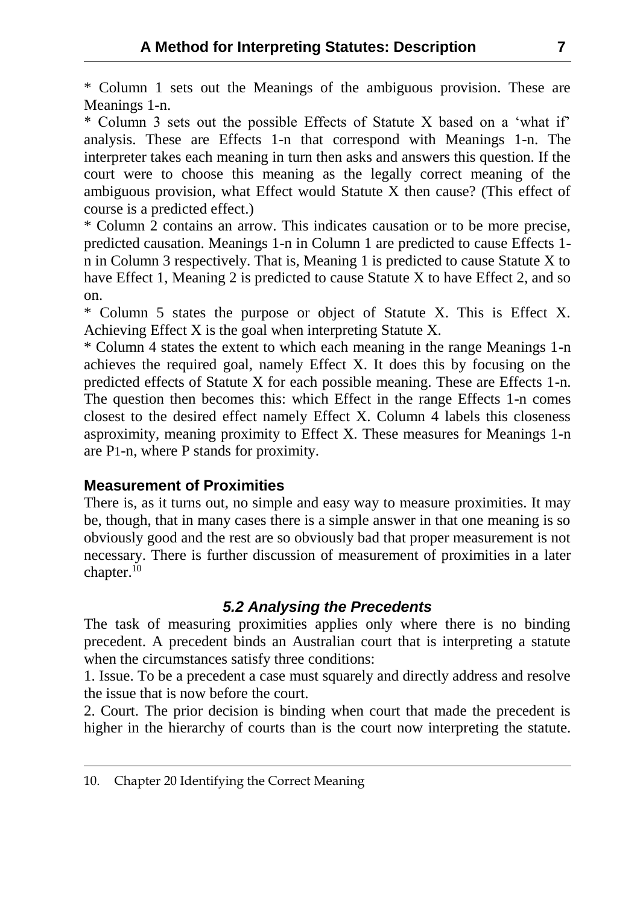* Column 1 sets out the Meanings of the ambiguous provision. These are Meanings 1-n.

* Column 3 sets out the possible Effects of Statute X based on a 'what if' analysis. These are Effects 1-n that correspond with Meanings 1-n. The interpreter takes each meaning in turn then asks and answers this question. If the court were to choose this meaning as the legally correct meaning of the ambiguous provision, what Effect would Statute X then cause? (This effect of course is a predicted effect.)

* Column 2 contains an arrow. This indicates causation or to be more precise, predicted causation. Meanings 1-n in Column 1 are predicted to cause Effects 1-n in Column 3 respectively. That is, Meaning 1 is predicted to cause Statute X to have Effect 1, Meaning 2 is predicted to cause Statute X to have Effect 2, and so on.

* Column 5 states the purpose or object of Statute X. This is Effect X. Achieving Effect X is the goal when interpreting Statute X.

* Column 4 states the extent to which each meaning in the range Meanings 1-n achieves the required goal, namely Effect X. It does this by focusing on the predicted effects of Statute X for each possible meaning. These are Effects 1-n. The question then becomes this: which Effect in the range Effects 1-n comes closest to the desired effect namely Effect X. Column 4 labels this closeness asproximity, meaning proximity to Effect X. These measures for Meanings 1-n are P1-n, where P stands for proximity.

### Measurement of Proximities

There is, as it turns out, no simple and easy way to measure proximities. It may be, though, that in many cases there is a simple answer in that one meaning is so obviously good and the rest are so obviously bad that proper measurement is not necessary. There is further discussion of measurement of proximities in a later chapter.[10]

## *5.2 Analysing the Precedents*

The task of measuring proximities applies only where there is no binding precedent. A precedent binds an Australian court that is interpreting a statute when the circumstances satisfy three conditions:

1. Issue. To be a precedent a case must squarely and directly address and resolve the issue that is now before the court.

2. Court. The prior decision is binding when court that made the precedent is higher in the hierarchy of courts than is the court now interpreting the statute.

---

10. Chapter 20 Identifying the Correct Meaning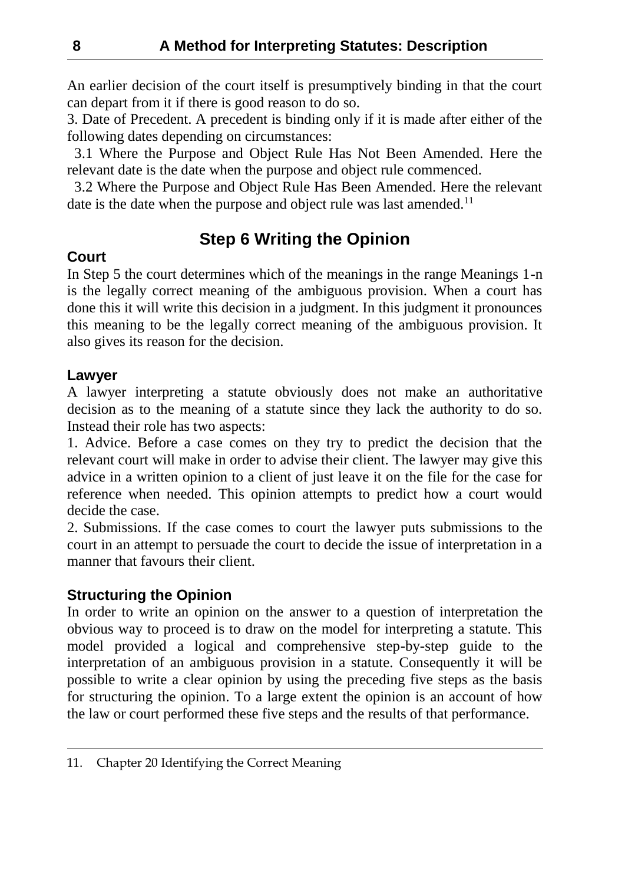An earlier decision of the court itself is presumptively binding in that the court can depart from it if there is good reason to do so.

3. Date of Precedent. A precedent is binding only if it is made after either of the following dates depending on circumstances:

3.1 Where the Purpose and Object Rule Has Not Been Amended. Here the relevant date is the date when the purpose and object rule commenced.

3.2 Where the Purpose and Object Rule Has Been Amended. Here the relevant date is the date when the purpose and object rule was last amended.[11]

## Step 6 Writing the Opinion

### Court

In Step 5 the court determines which of the meanings in the range Meanings 1-n is the legally correct meaning of the ambiguous provision. When a court has done this it will write this decision in a judgment. In this judgment it pronounces this meaning to be the legally correct meaning of the ambiguous provision. It also gives its reason for the decision.

### Lawyer

A lawyer interpreting a statute obviously does not make an authoritative decision as to the meaning of a statute since they lack the authority to do so. Instead their role has two aspects:

1. Advice. Before a case comes on they try to predict the decision that the relevant court will make in order to advise their client. The lawyer may give this advice in a written opinion to a client of just leave it on the file for the case for reference when needed. This opinion attempts to predict how a court would decide the case.

2. Submissions. If the case comes to court the lawyer puts submissions to the court in an attempt to persuade the court to decide the issue of interpretation in a manner that favours their client.

### Structuring the Opinion

In order to write an opinion on the answer to a question of interpretation the obvious way to proceed is to draw on the model for interpreting a statute. This model provided a logical and comprehensive step-by-step guide to the interpretation of an ambiguous provision in a statute. Consequently it will be possible to write a clear opinion by using the preceding five steps as the basis for structuring the opinion. To a large extent the opinion is an account of how the law or court performed these five steps and the results of that performance.

---

11. Chapter 20 Identifying the Correct Meaning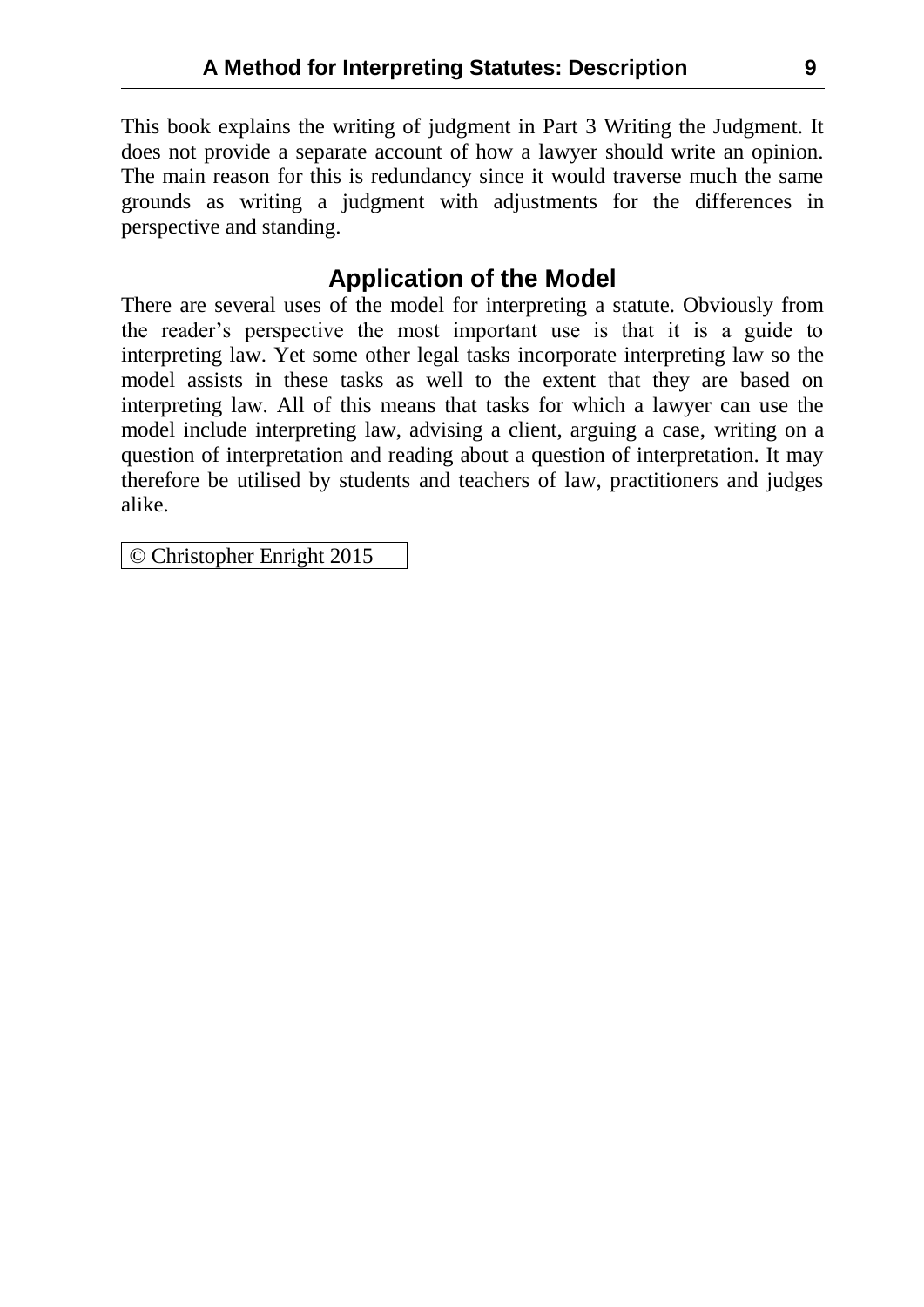This book explains the writing of judgment in Part 3 Writing the Judgment. It does not provide a separate account of how a lawyer should write an opinion. The main reason for this is redundancy since it would traverse much the same grounds as writing a judgment with adjustments for the differences in perspective and standing.

## Application of the Model

There are several uses of the model for interpreting a statute. Obviously from the reader's perspective the most important use is that it is a guide to interpreting law. Yet some other legal tasks incorporate interpreting law so the model assists in these tasks as well to the extent that they are based on interpreting law. All of this means that tasks for which a lawyer can use the model include interpreting law, advising a client, arguing a case, writing on a question of interpretation and reading about a question of interpretation. It may therefore be utilised by students and teachers of law, practitioners and judges alike.

© Christopher Enright 2015